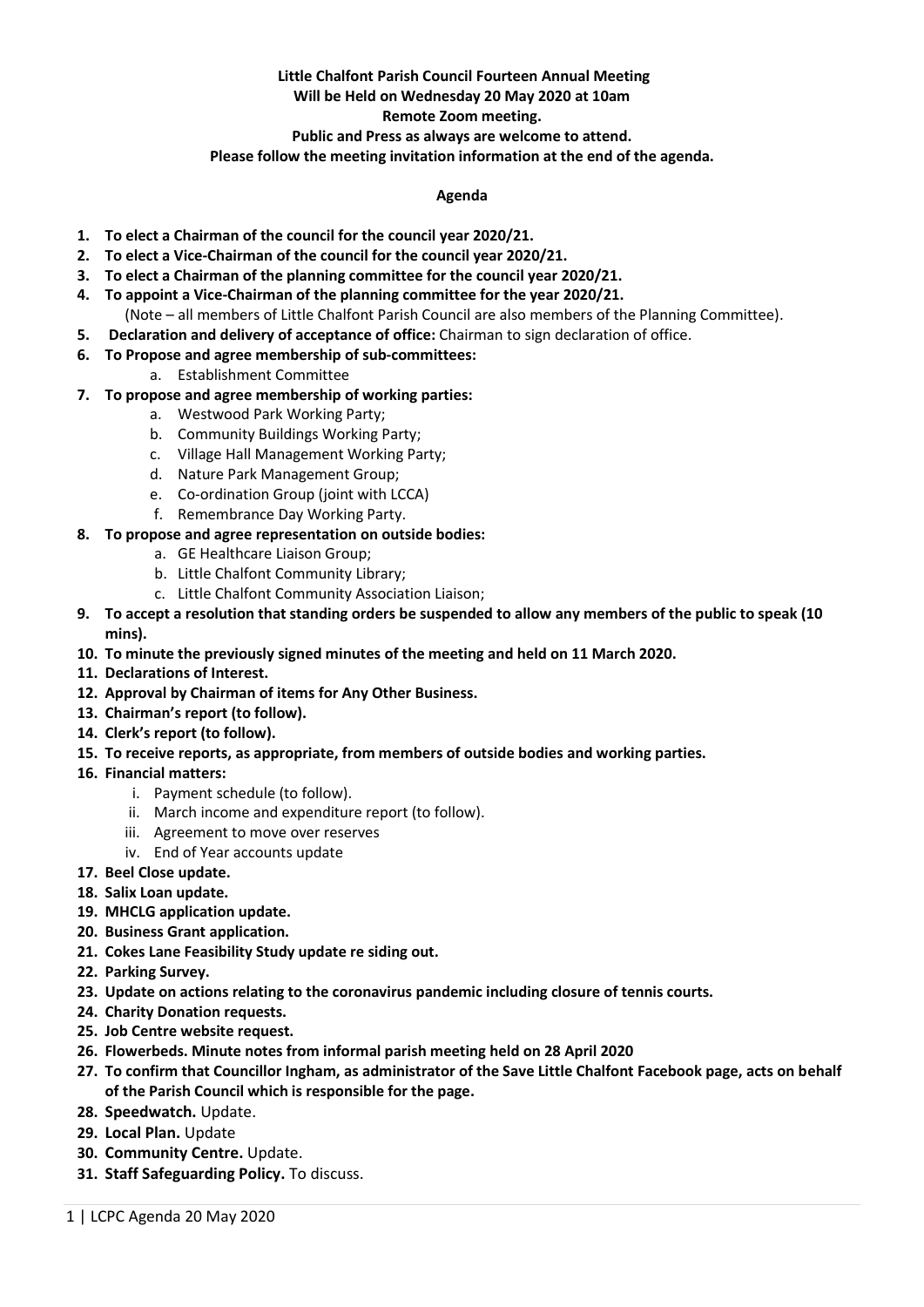**Little Chalfont Parish Council Fourteen Annual Meeting**
**Will be Held on Wednesday 20 May 2020 at 10am**
**Remote Zoom meeting.**
**Public and Press as always are welcome to attend.**
**Please follow the meeting invitation information at the end of the agenda.**

**Agenda**

1. **To elect a Chairman of the council for the council year 2020/21.**
2. **To elect a Vice-Chairman of the council for the council year 2020/21.**
3. **To elect a Chairman of the planning committee for the council year 2020/21.**
4. **To appoint a Vice-Chairman of the planning committee for the year 2020/21.**
   (Note – all members of Little Chalfont Parish Council are also members of the Planning Committee).
5. **Declaration and delivery of acceptance of office:** Chairman to sign declaration of office.
6. **To Propose and agree membership of sub-committees:**
   a. Establishment Committee
7. **To propose and agree membership of working parties:**
   a. Westwood Park Working Party;
   b. Community Buildings Working Party;
   c. Village Hall Management Working Party;
   d. Nature Park Management Group;
   e. Co-ordination Group (joint with LCCA)
   f. Remembrance Day Working Party.
8. **To propose and agree representation on outside bodies:**
   a. GE Healthcare Liaison Group;
   b. Little Chalfont Community Library;
   c. Little Chalfont Community Association Liaison;
9. **To accept a resolution that standing orders be suspended to allow any members of the public to speak (10 mins).**
10. **To minute the previously signed minutes of the meeting and held on 11 March 2020.**
11. **Declarations of Interest.**
12. **Approval by Chairman of items for Any Other Business.**
13. **Chairman's report (to follow).**
14. **Clerk's report (to follow).**
15. **To receive reports, as appropriate, from members of outside bodies and working parties.**
16. **Financial matters:**
    i. Payment schedule (to follow).
    ii. March income and expenditure report (to follow).
    iii. Agreement to move over reserves
    iv. End of Year accounts update
17. **Beel Close update.**
18. **Salix Loan update.**
19. **MHCLG application update.**
20. **Business Grant application.**
21. **Cokes Lane Feasibility Study update re siding out.**
22. **Parking Survey.**
23. **Update on actions relating to the coronavirus pandemic including closure of tennis courts.**
24. **Charity Donation requests.**
25. **Job Centre website request.**
26. **Flowerbeds. Minute notes from informal parish meeting held on 28 April 2020**
27. **To confirm that Councillor Ingham, as administrator of the Save Little Chalfont Facebook page, acts on behalf of the Parish Council which is responsible for the page.**
28. **Speedwatch.** Update.
29. **Local Plan.** Update
30. **Community Centre.** Update.
31. **Staff Safeguarding Policy.** To discuss.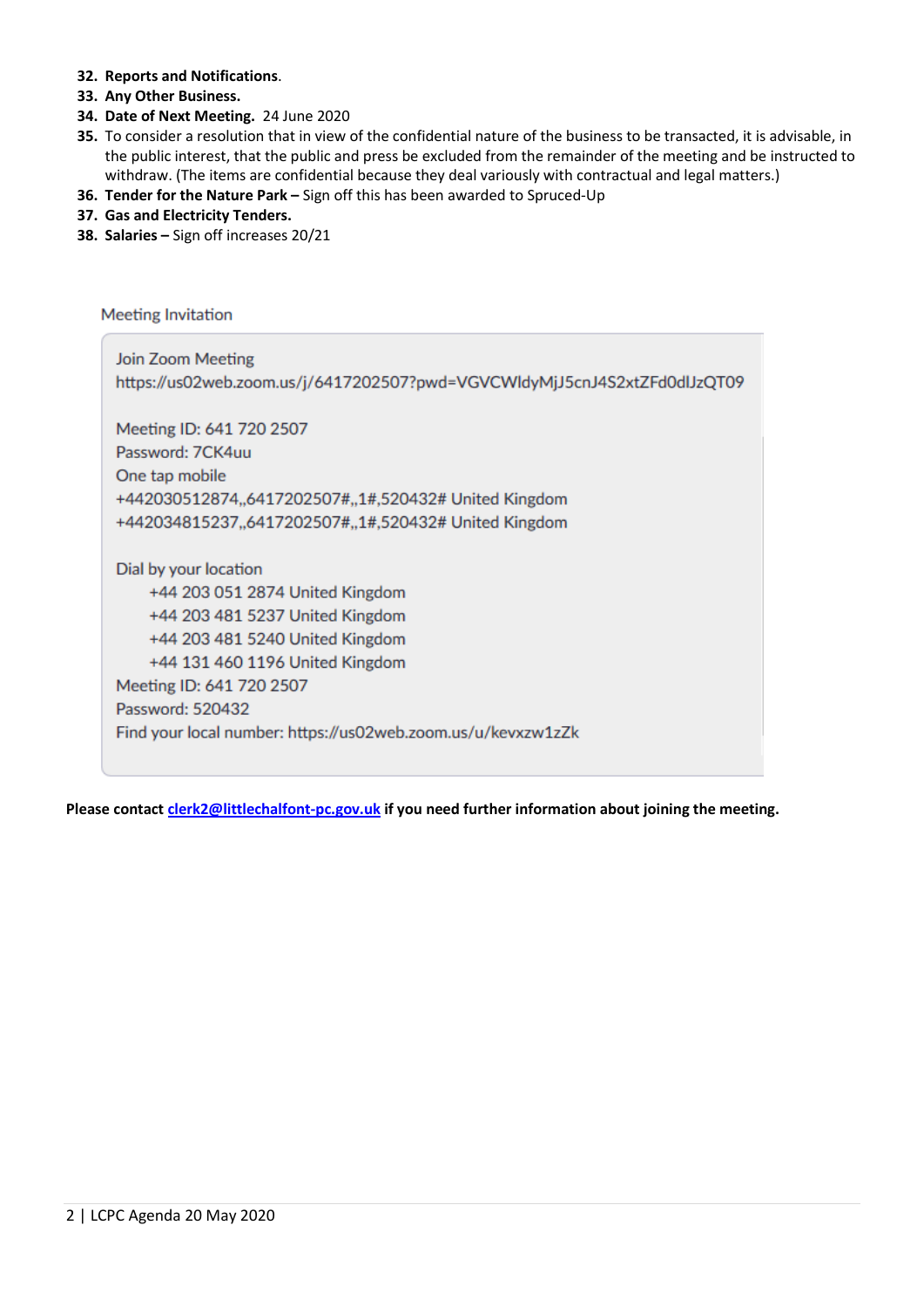32. **Reports and Notifications**.
33. **Any Other Business.**
34. **Date of Next Meeting.** 24 June 2020
35. To consider a resolution that in view of the confidential nature of the business to be transacted, it is advisable, in the public interest, that the public and press be excluded from the remainder of the meeting and be instructed to withdraw. (The items are confidential because they deal variously with contractual and legal matters.)
36. **Tender for the Nature Park –** Sign off this has been awarded to Spruced-Up
37. **Gas and Electricity Tenders.**
38. **Salaries –** Sign off increases 20/21

Meeting Invitation

Join Zoom Meeting
https://us02web.zoom.us/j/6417202507?pwd=VGVCWldyMjJ5cnJ4S2xtZFd0dlJzQT09

Meeting ID: 641 720 2507
Password: 7CK4uu
One tap mobile
+442030512874,,6417202507#,,1#,520432# United Kingdom
+442034815237,,6417202507#,,1#,520432# United Kingdom

Dial by your location
+44 203 051 2874 United Kingdom
+44 203 481 5237 United Kingdom
+44 203 481 5240 United Kingdom
+44 131 460 1196 United Kingdom
Meeting ID: 641 720 2507
Password: 520432
Find your local number: https://us02web.zoom.us/u/kevxzw1zZk

**Please contact [clerk2@littlechalfont-pc.gov.uk](mailto:clerk2@littlechalfont-pc.gov.uk) if you need further information about joining the meeting.**